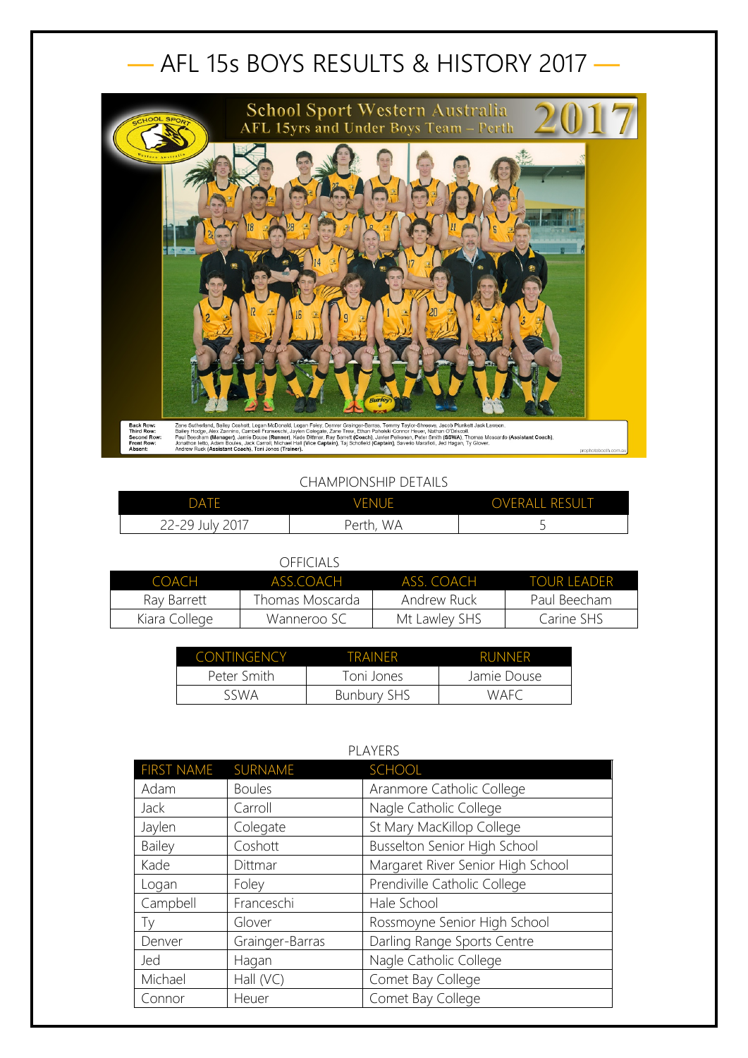# AFL 15s BOYS RESULTS & HISTORY 2017

School Sport Western Australia
AFL 15yrs and Under Boys Team – Perth 2017

**Back Row:** Zane Sutherland, Bailey Coshott, Logan McDonald, Logan Foley, Denver Grainger-Barras, Tommy Taylor-Shreeve, Jacob Plunkett Jack Lawson.
**Third Row:** Bailey Hodge, Alex Zannino, Campbell Franseschi, Jaylen Colegate, Zane Trew, Ethan Paholski Connor Heuer, Nathan O'Driscoll.
**Second Row:** Paul Beecham **(Manager)**, Jamie Douse **(Runner)**, Kade Dittmar, Ray Barrett **(Coach)**, Javier Pelkonen, Peter Smith **(SSWA)**, Thomas Moscardo **(Assistant Coach)**.
**Front Row:** Jonathon Ietto, Adam Boules, Jack Carroll, Michael Hall **(Vice Captain)**, Taj Schofield **(Captain)**, Saverio Marafioti, Jed Hagan, Ty Glover.
**Absent:** Andrew Ruck **(Assistant Coach)**, Toni Jones **(Trainer)**.

CHAMPIONSHIP DETAILS

| DATE | VENUE | OVERALL RESULT |
|---|---|---|
| 22-29 July 2017 | Perth, WA | 5 |

OFFICIALS

| COACH | ASS.COACH | ASS. COACH | TOUR LEADER |
|---|---|---|---|
| Ray Barrett | Thomas Moscarda | Andrew Ruck | Paul Beecham |
| Kiara College | Wanneroo SC | Mt Lawley SHS | Carine SHS |

| CONTINGENCY | TRAINER | RUNNER |
|---|---|---|
| Peter Smith | Toni Jones | Jamie Douse |
| SSWA | Bunbury SHS | WAFC |

PLAYERS

| FIRST NAME | SURNAME | SCHOOL |
|---|---|---|
| Adam | Boules | Aranmore Catholic College |
| Jack | Carroll | Nagle Catholic College |
| Jaylen | Colegate | St Mary MacKillop College |
| Bailey | Coshott | Busselton Senior High School |
| Kade | Dittmar | Margaret River Senior High School |
| Logan | Foley | Prendiville Catholic College |
| Campbell | Franceschi | Hale School |
| Ty | Glover | Rossmoyne Senior High School |
| Denver | Grainger-Barras | Darling Range Sports Centre |
| Jed | Hagan | Nagle Catholic College |
| Michael | Hall (VC) | Comet Bay College |
| Connor | Heuer | Comet Bay College |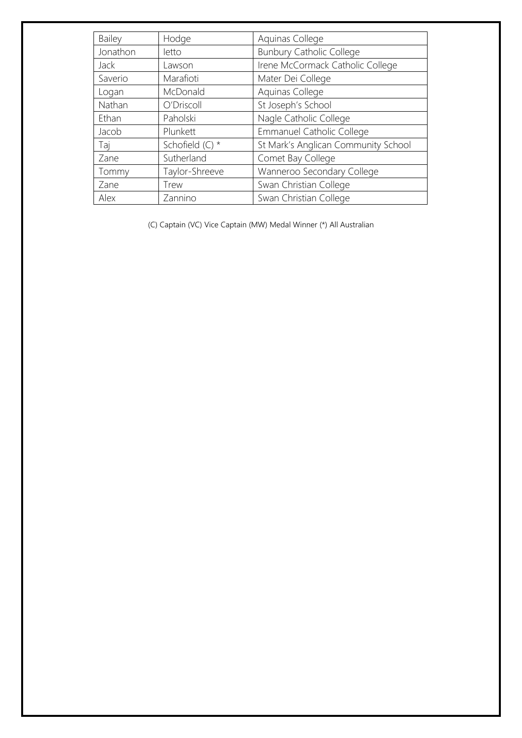| | | |
|---|---|---|
| Bailey | Hodge | Aquinas College |
| Jonathon | Ietto | Bunbury Catholic College |
| Jack | Lawson | Irene McCormack Catholic College |
| Saverio | Marafioti | Mater Dei College |
| Logan | McDonald | Aquinas College |
| Nathan | O'Driscoll | St Joseph's School |
| Ethan | Paholski | Nagle Catholic College |
| Jacob | Plunkett | Emmanuel Catholic College |
| Taj | Schofield (C) * | St Mark's Anglican Community School |
| Zane | Sutherland | Comet Bay College |
| Tommy | Taylor-Shreeve | Wanneroo Secondary College |
| Zane | Trew | Swan Christian College |
| Alex | Zannino | Swan Christian College |

(C) Captain (VC) Vice Captain (MW) Medal Winner (*) All Australian